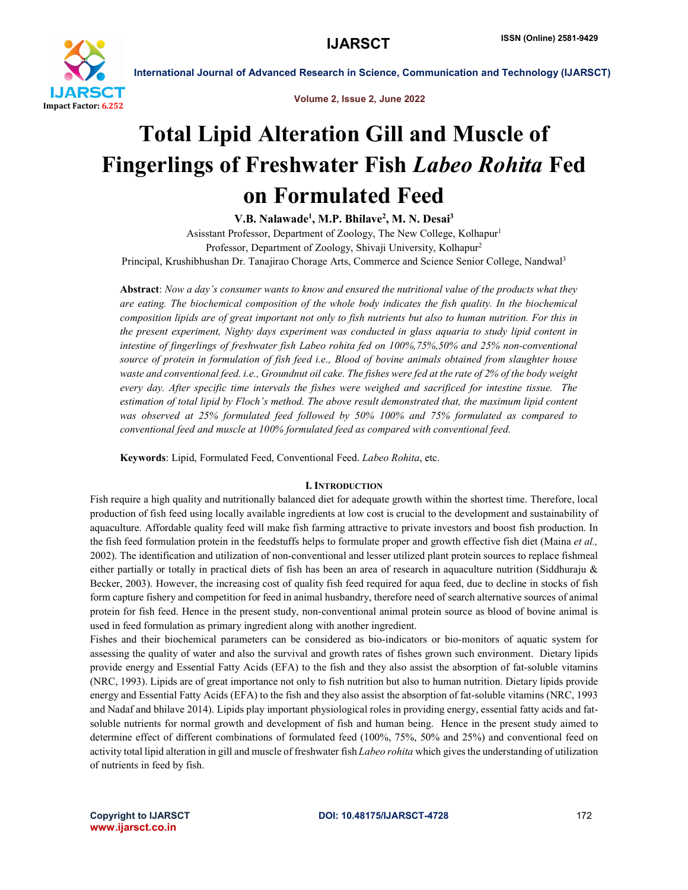# Total Lipid Alteration Gill and Muscle of Fingerlings of Freshwater Fish *Labeo Rohita* Fed on Formulated Feed

**V.B. Nalawade[1], M.P. Bhilave[2], M. N. Desai[3]**

Asisstant Professor, Department of Zoology, The New College, Kolhapur[1]

Professor, Department of Zoology, Shivaji University, Kolhapur[2]

Principal, Krushibhushan Dr. Tanajirao Chorage Arts, Commerce and Science Senior College, Nandwal[3]

**Abstract**: *Now a day's consumer wants to know and ensured the nutritional value of the products what they are eating. The biochemical composition of the whole body indicates the fish quality. In the biochemical composition lipids are of great important not only to fish nutrients but also to human nutrition. For this in the present experiment, Nighty days experiment was conducted in glass aquaria to study lipid content in intestine of fingerlings of freshwater fish Labeo rohita fed on 100%,75%,50% and 25% non-conventional source of protein in formulation of fish feed i.e., Blood of bovine animals obtained from slaughter house waste and conventional feed. i.e., Groundnut oil cake. The fishes were fed at the rate of 2% of the body weight every day. After specific time intervals the fishes were weighed and sacrificed for intestine tissue. The estimation of total lipid by Floch's method. The above result demonstrated that, the maximum lipid content was observed at 25% formulated feed followed by 50% 100% and 75% formulated as compared to conventional feed and muscle at 100% formulated feed as compared with conventional feed.*

**Keywords**: Lipid, Formulated Feed, Conventional Feed. *Labeo Rohita*, etc.

## I. Introduction

Fish require a high quality and nutritionally balanced diet for adequate growth within the shortest time. Therefore, local production of fish feed using locally available ingredients at low cost is crucial to the development and sustainability of aquaculture. Affordable quality feed will make fish farming attractive to private investors and boost fish production. In the fish feed formulation protein in the feedstuffs helps to formulate proper and growth effective fish diet (Maina *et al.,* 2002). The identification and utilization of non-conventional and lesser utilized plant protein sources to replace fishmeal either partially or totally in practical diets of fish has been an area of research in aquaculture nutrition (Siddhuraju & Becker, 2003). However, the increasing cost of quality fish feed required for aqua feed, due to decline in stocks of fish form capture fishery and competition for feed in animal husbandry, therefore need of search alternative sources of animal protein for fish feed. Hence in the present study, non-conventional animal protein source as blood of bovine animal is used in feed formulation as primary ingredient along with another ingredient.

Fishes and their biochemical parameters can be considered as bio-indicators or bio-monitors of aquatic system for assessing the quality of water and also the survival and growth rates of fishes grown such environment. Dietary lipids provide energy and Essential Fatty Acids (EFA) to the fish and they also assist the absorption of fat-soluble vitamins (NRC, 1993). Lipids are of great importance not only to fish nutrition but also to human nutrition. Dietary lipids provide energy and Essential Fatty Acids (EFA) to the fish and they also assist the absorption of fat-soluble vitamins (NRC, 1993 and Nadaf and bhilave 2014). Lipids play important physiological roles in providing energy, essential fatty acids and fat-soluble nutrients for normal growth and development of fish and human being. Hence in the present study aimed to determine effect of different combinations of formulated feed (100%, 75%, 50% and 25%) and conventional feed on activity total lipid alteration in gill and muscle of freshwater fish *Labeo rohita* which gives the understanding of utilization of nutrients in feed by fish.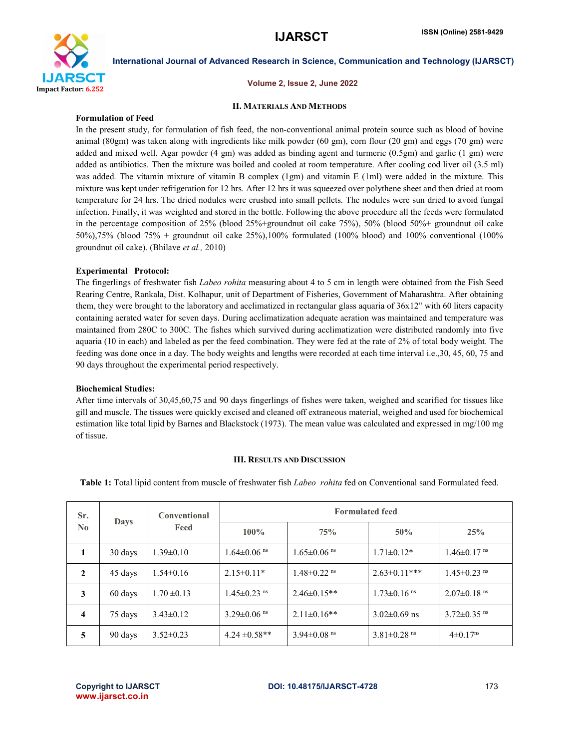## II. Materials And Methods

**Formulation of Feed**

In the present study, for formulation of fish feed, the non-conventional animal protein source such as blood of bovine animal (80gm) was taken along with ingredients like milk powder (60 gm), corn flour (20 gm) and eggs (70 gm) were added and mixed well. Agar powder (4 gm) was added as binding agent and turmeric (0.5gm) and garlic (1 gm) were added as antibiotics. Then the mixture was boiled and cooled at room temperature. After cooling cod liver oil (3.5 ml) was added. The vitamin mixture of vitamin B complex (1gm) and vitamin E (1ml) were added in the mixture. This mixture was kept under refrigeration for 12 hrs. After 12 hrs it was squeezed over polythene sheet and then dried at room temperature for 24 hrs. The dried nodules were crushed into small pellets. The nodules were sun dried to avoid fungal infection. Finally, it was weighted and stored in the bottle. Following the above procedure all the feeds were formulated in the percentage composition of 25% (blood 25%+groundnut oil cake 75%), 50% (blood 50%+ groundnut oil cake 50%),75% (blood 75% + groundnut oil cake 25%),100% formulated (100% blood) and 100% conventional (100% groundnut oil cake). (Bhilave *et al.,* 2010)

**Experimental Protocol:**

The fingerlings of freshwater fish *Labeo rohita* measuring about 4 to 5 cm in length were obtained from the Fish Seed Rearing Centre, Rankala, Dist. Kolhapur, unit of Department of Fisheries, Government of Maharashtra. After obtaining them, they were brought to the laboratory and acclimatized in rectangular glass aquaria of 36x12" with 60 liters capacity containing aerated water for seven days. During acclimatization adequate aeration was maintained and temperature was maintained from 280C to 300C. The fishes which survived during acclimatization were distributed randomly into five aquaria (10 in each) and labeled as per the feed combination. They were fed at the rate of 2% of total body weight. The feeding was done once in a day. The body weights and lengths were recorded at each time interval i.e.,30, 45, 60, 75 and 90 days throughout the experimental period respectively.

**Biochemical Studies:**

After time intervals of 30,45,60,75 and 90 days fingerlings of fishes were taken, weighed and scarified for tissues like gill and muscle. The tissues were quickly excised and cleaned off extraneous material, weighed and used for biochemical estimation like total lipid by Barnes and Blackstock (1973). The mean value was calculated and expressed in mg/100 mg of tissue.

## III. Results And Discussion

**Table 1:** Total lipid content from muscle of freshwater fish *Labeo rohita* fed on Conventional sand Formulated feed.

| Sr. No | Days | Conventional Feed | Formulated feed | | | |
|---|---|---|---|---|---|---|
| | | | 100% | 75% | 50% | 25% |
| 1 | 30 days | 1.39±0.10 | 1.64±0.06 ns | 1.65±0.06 ns | 1.71±0.12* | 1.46±0.17 ns |
| 2 | 45 days | 1.54±0.16 | 2.15±0.11* | 1.48±0.22 ns | 2.63±0.11*** | 1.45±0.23 ns |
| 3 | 60 days | 1.70 ±0.13 | 1.45±0.23 ns | 2.46±0.15** | 1.73±0.16 ns | 2.07±0.18 ns |
| 4 | 75 days | 3.43±0.12 | 3.29±0.06 ns | 2.11±0.16** | 3.02±0.69 ns | 3.72±0.35 ns |
| 5 | 90 days | 3.52±0.23 | 4.24 ±0.58** | 3.94±0.08 ns | 3.81±0.28 ns | 4±0.17ns |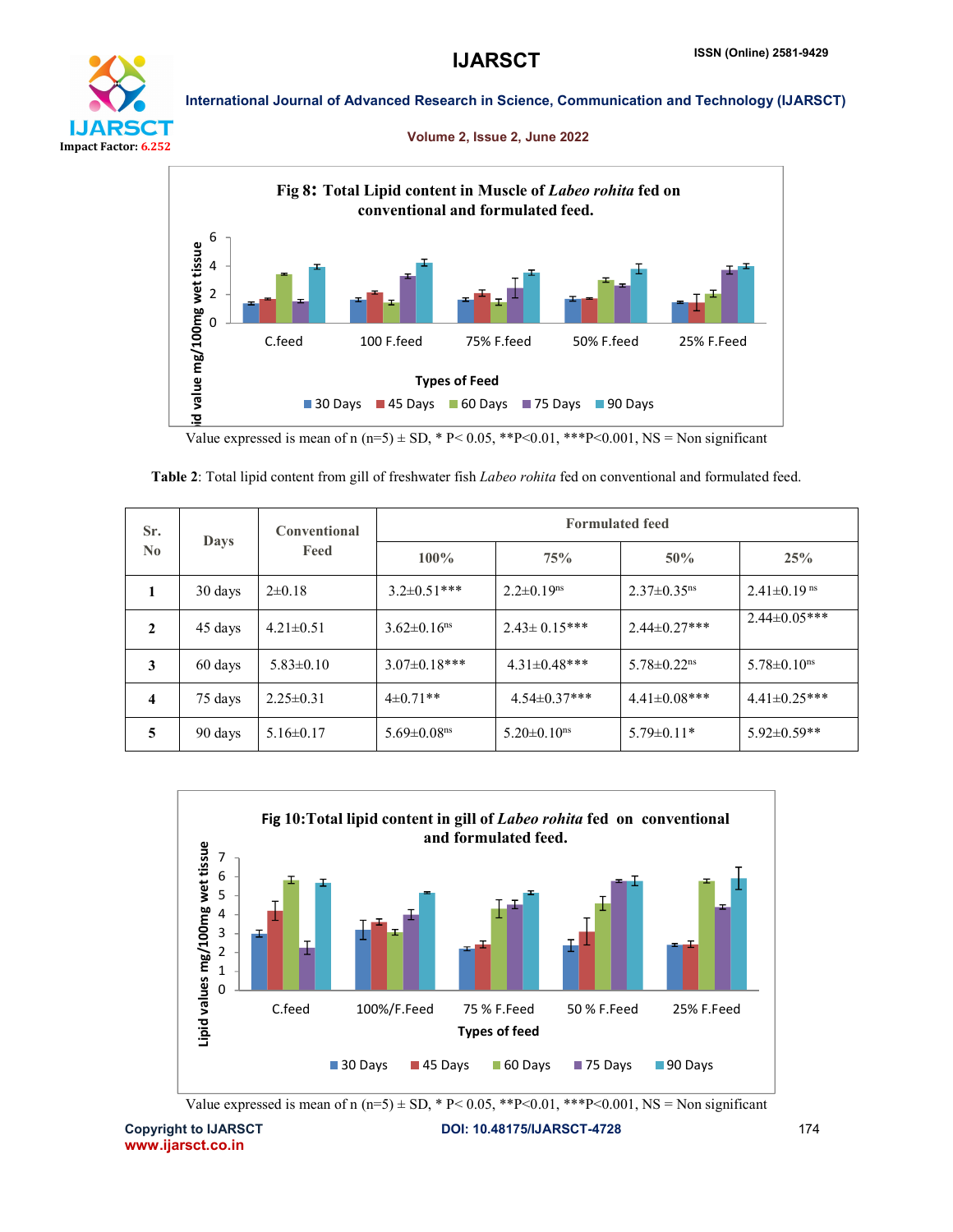Fig 8: Total Lipid content in Muscle of *Labeo rohita* fed on conventional and formulated feed.

Value expressed is mean of n (n=5) ± SD, * P< 0.05, **P<0.01, ***P<0.001, NS = Non significant

**Table 2**: Total lipid content from gill of freshwater fish *Labeo rohita* fed on conventional and formulated feed.

| Sr. No | Days | Conventional Feed | Formulated feed | | | |
|---|---|---|---|---|---|---|
| | | | 100% | 75% | 50% | 25% |
| 1 | 30 days | 2±0.18 | 3.2±0.51*** | 2.2±0.19ns | 2.37±0.35ns | 2.41±0.19 ns |
| 2 | 45 days | 4.21±0.51 | 3.62±0.16ns | 2.43± 0.15*** | 2.44±0.27*** | 2.44±0.05*** |
| 3 | 60 days | 5.83±0.10 | 3.07±0.18*** | 4.31±0.48*** | 5.78±0.22ns | 5.78±0.10ns |
| 4 | 75 days | 2.25±0.31 | 4±0.71** | 4.54±0.37*** | 4.41±0.08*** | 4.41±0.25*** |
| 5 | 90 days | 5.16±0.17 | 5.69±0.08ns | 5.20±0.10ns | 5.79±0.11* | 5.92±0.59** |

Fig 10: Total lipid content in gill of *Labeo rohita* fed on conventional and formulated feed.

Value expressed is mean of n (n=5) ± SD, * P< 0.05, **P<0.01, ***P<0.001, NS = Non significant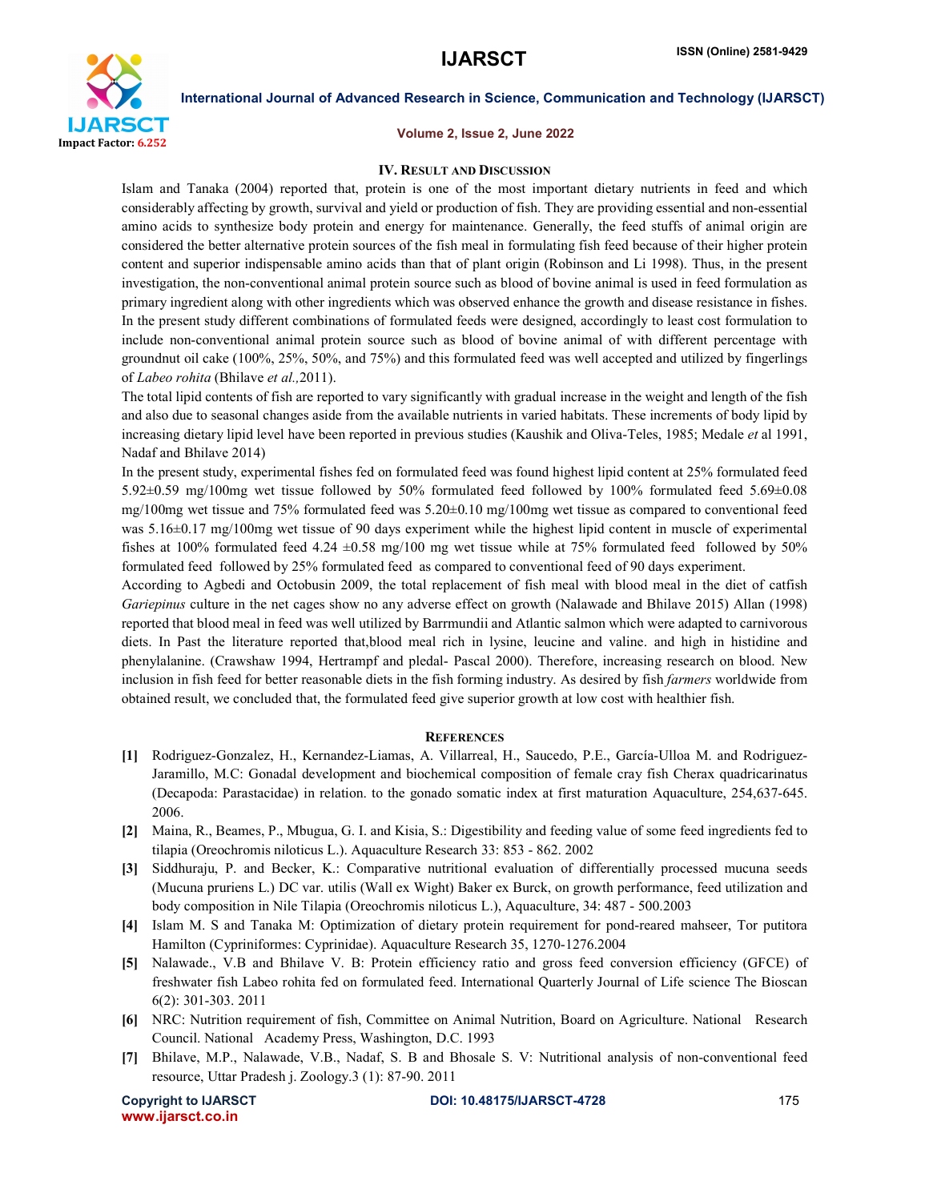## IV. Result and Discussion

Islam and Tanaka (2004) reported that, protein is one of the most important dietary nutrients in feed and which considerably affecting by growth, survival and yield or production of fish. They are providing essential and non-essential amino acids to synthesize body protein and energy for maintenance. Generally, the feed stuffs of animal origin are considered the better alternative protein sources of the fish meal in formulating fish feed because of their higher protein content and superior indispensable amino acids than that of plant origin (Robinson and Li 1998). Thus, in the present investigation, the non-conventional animal protein source such as blood of bovine animal is used in feed formulation as primary ingredient along with other ingredients which was observed enhance the growth and disease resistance in fishes. In the present study different combinations of formulated feeds were designed, accordingly to least cost formulation to include non-conventional animal protein source such as blood of bovine animal of with different percentage with groundnut oil cake (100%, 25%, 50%, and 75%) and this formulated feed was well accepted and utilized by fingerlings of *Labeo rohita* (Bhilave *et al.,*2011).

The total lipid contents of fish are reported to vary significantly with gradual increase in the weight and length of the fish and also due to seasonal changes aside from the available nutrients in varied habitats. These increments of body lipid by increasing dietary lipid level have been reported in previous studies (Kaushik and Oliva-Teles, 1985; Medale *et* al 1991, Nadaf and Bhilave 2014)

In the present study, experimental fishes fed on formulated feed was found highest lipid content at 25% formulated feed 5.92±0.59 mg/100mg wet tissue followed by 50% formulated feed followed by 100% formulated feed 5.69±0.08 mg/100mg wet tissue and 75% formulated feed was 5.20±0.10 mg/100mg wet tissue as compared to conventional feed was 5.16±0.17 mg/100mg wet tissue of 90 days experiment while the highest lipid content in muscle of experimental fishes at 100% formulated feed 4.24 ±0.58 mg/100 mg wet tissue while at 75% formulated feed followed by 50% formulated feed followed by 25% formulated feed as compared to conventional feed of 90 days experiment.

According to Agbedi and Octobusin 2009, the total replacement of fish meal with blood meal in the diet of catfish *Gariepinus* culture in the net cages show no any adverse effect on growth (Nalawade and Bhilave 2015) Allan (1998) reported that blood meal in feed was well utilized by Barrmundii and Atlantic salmon which were adapted to carnivorous diets. In Past the literature reported that,blood meal rich in lysine, leucine and valine. and high in histidine and phenylalanine. (Crawshaw 1994, Hertrampf and pledal- Pascal 2000). Therefore, increasing research on blood. New inclusion in fish feed for better reasonable diets in the fish forming industry. As desired by fish *farmers* worldwide from obtained result, we concluded that, the formulated feed give superior growth at low cost with healthier fish.

## References

[1] Rodriguez-Gonzalez, H., Kernandez-Liamas, A. Villarreal, H., Saucedo, P.E., García-Ulloa M. and Rodriguez-Jaramillo, M.C: Gonadal development and biochemical composition of female cray fish Cherax quadricarinatus (Decapoda: Parastacidae) in relation. to the gonado somatic index at first maturation Aquaculture, 254,637-645. 2006.

[2] Maina, R., Beames, P., Mbugua, G. I. and Kisia, S.: Digestibility and feeding value of some feed ingredients fed to tilapia (Oreochromis niloticus L.). Aquaculture Research 33: 853 - 862. 2002

[3] Siddhuraju, P. and Becker, K.: Comparative nutritional evaluation of differentially processed mucuna seeds (Mucuna pruriens L.) DC var. utilis (Wall ex Wight) Baker ex Burck, on growth performance, feed utilization and body composition in Nile Tilapia (Oreochromis niloticus L.), Aquaculture, 34: 487 - 500.2003

[4] Islam M. S and Tanaka M: Optimization of dietary protein requirement for pond-reared mahseer, Tor putitora Hamilton (Cypriniformes: Cyprinidae). Aquaculture Research 35, 1270-1276.2004

[5] Nalawade., V.B and Bhilave V. B: Protein efficiency ratio and gross feed conversion efficiency (GFCE) of freshwater fish Labeo rohita fed on formulated feed. International Quarterly Journal of Life science The Bioscan 6(2): 301-303. 2011

[6] NRC: Nutrition requirement of fish, Committee on Animal Nutrition, Board on Agriculture. National Research Council. National Academy Press, Washington, D.C. 1993

[7] Bhilave, M.P., Nalawade, V.B., Nadaf, S. B and Bhosale S. V: Nutritional analysis of non-conventional feed resource, Uttar Pradesh j. Zoology.3 (1): 87-90. 2011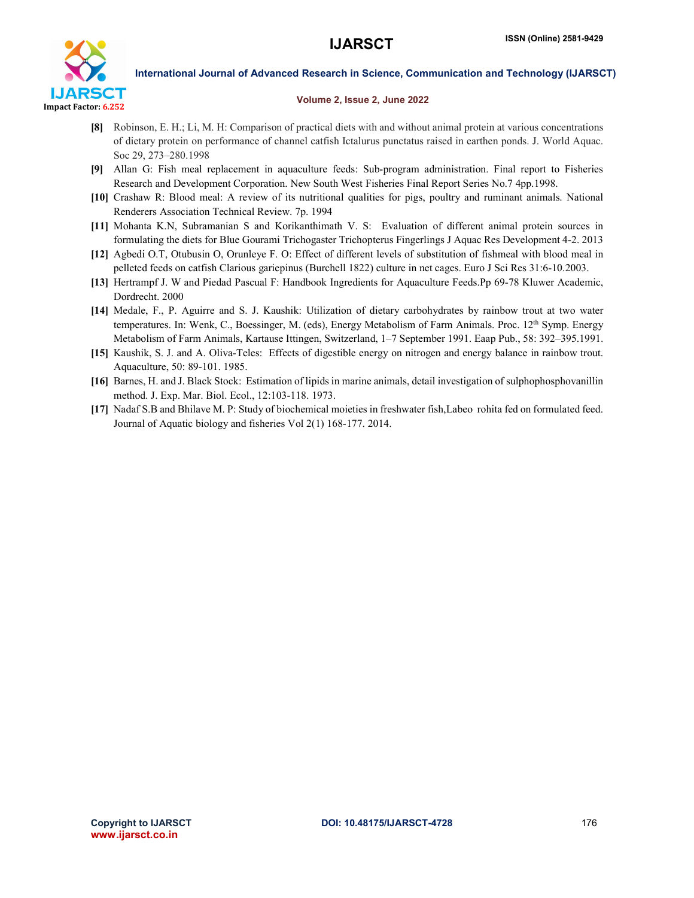[8] Robinson, E. H.; Li, M. H: Comparison of practical diets with and without animal protein at various concentrations of dietary protein on performance of channel catfish Ictalurus punctatus raised in earthen ponds. J. World Aquac. Soc 29, 273–280.1998

[9] Allan G: Fish meal replacement in aquaculture feeds: Sub-program administration. Final report to Fisheries Research and Development Corporation. New South West Fisheries Final Report Series No.7 4pp.1998.

[10] Crashaw R: Blood meal: A review of its nutritional qualities for pigs, poultry and ruminant animals. National Renderers Association Technical Review. 7p. 1994

[11] Mohanta K.N, Subramanian S and Korikanthimath V. S: Evaluation of different animal protein sources in formulating the diets for Blue Gourami Trichogaster Trichopterus Fingerlings J Aquac Res Development 4-2. 2013

[12] Agbedi O.T, Otubusin O, Orunleye F. O: Effect of different levels of substitution of fishmeal with blood meal in pelleted feeds on catfish Clarious gariepinus (Burchell 1822) culture in net cages. Euro J Sci Res 31:6-10.2003.

[13] Hertrampf J. W and Piedad Pascual F: Handbook Ingredients for Aquaculture Feeds.Pp 69-78 Kluwer Academic, Dordrecht. 2000

[14] Medale, F., P. Aguirre and S. J. Kaushik: Utilization of dietary carbohydrates by rainbow trout at two water temperatures. In: Wenk, C., Boessinger, M. (eds), Energy Metabolism of Farm Animals. Proc. 12th Symp. Energy Metabolism of Farm Animals, Kartause Ittingen, Switzerland, 1–7 September 1991. Eaap Pub., 58: 392–395.1991.

[15] Kaushik, S. J. and A. Oliva-Teles: Effects of digestible energy on nitrogen and energy balance in rainbow trout. Aquaculture, 50: 89-101. 1985.

[16] Barnes, H. and J. Black Stock: Estimation of lipids in marine animals, detail investigation of sulphophosphovanillin method. J. Exp. Mar. Biol. Ecol., 12:103-118. 1973.

[17] Nadaf S.B and Bhilave M. P: Study of biochemical moieties in freshwater fish,Labeo rohita fed on formulated feed. Journal of Aquatic biology and fisheries Vol 2(1) 168-177. 2014.